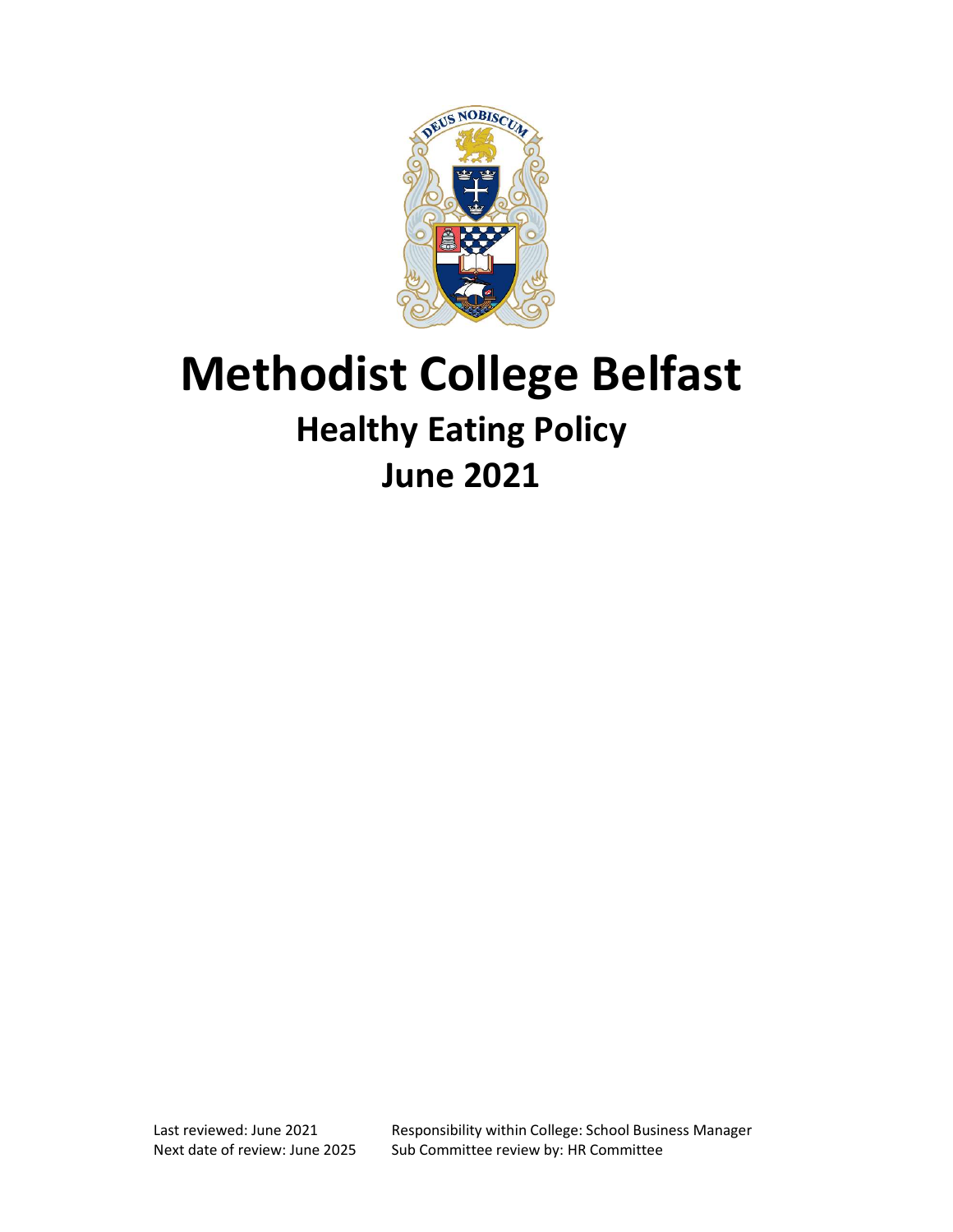# Methodist College Belfast

## Healthy Eating Policy

## June 2021

Last reviewed: June 2021
Next date of review: June 2025

Responsibility within College: School Business Manager
Sub Committee review by: HR Committee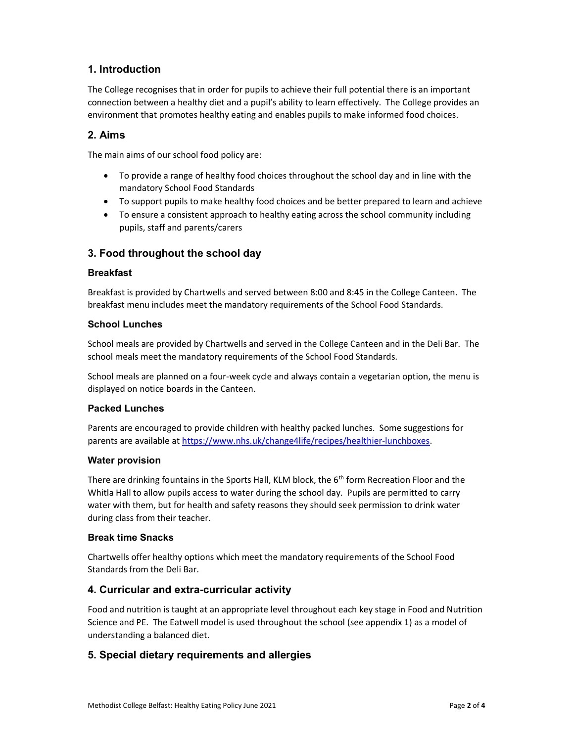## 1. Introduction

The College recognises that in order for pupils to achieve their full potential there is an important connection between a healthy diet and a pupil's ability to learn effectively. The College provides an environment that promotes healthy eating and enables pupils to make informed food choices.

## 2. Aims

The main aims of our school food policy are:

- To provide a range of healthy food choices throughout the school day and in line with the mandatory School Food Standards
- To support pupils to make healthy food choices and be better prepared to learn and achieve
- To ensure a consistent approach to healthy eating across the school community including pupils, staff and parents/carers

## 3. Food throughout the school day

### Breakfast

Breakfast is provided by Chartwells and served between 8:00 and 8:45 in the College Canteen. The breakfast menu includes meet the mandatory requirements of the School Food Standards.

### School Lunches

School meals are provided by Chartwells and served in the College Canteen and in the Deli Bar. The school meals meet the mandatory requirements of the School Food Standards.

School meals are planned on a four-week cycle and always contain a vegetarian option, the menu is displayed on notice boards in the Canteen.

### Packed Lunches

Parents are encouraged to provide children with healthy packed lunches. Some suggestions for parents are available at [https://www.nhs.uk/change4life/recipes/healthier-lunchboxes](https://www.nhs.uk/change4life/recipes/healthier-lunchboxes).

### Water provision

There are drinking fountains in the Sports Hall, KLM block, the 6th form Recreation Floor and the Whitla Hall to allow pupils access to water during the school day. Pupils are permitted to carry water with them, but for health and safety reasons they should seek permission to drink water during class from their teacher.

### Break time Snacks

Chartwells offer healthy options which meet the mandatory requirements of the School Food Standards from the Deli Bar.

## 4. Curricular and extra-curricular activity

Food and nutrition is taught at an appropriate level throughout each key stage in Food and Nutrition Science and PE. The Eatwell model is used throughout the school (see appendix 1) as a model of understanding a balanced diet.

## 5. Special dietary requirements and allergies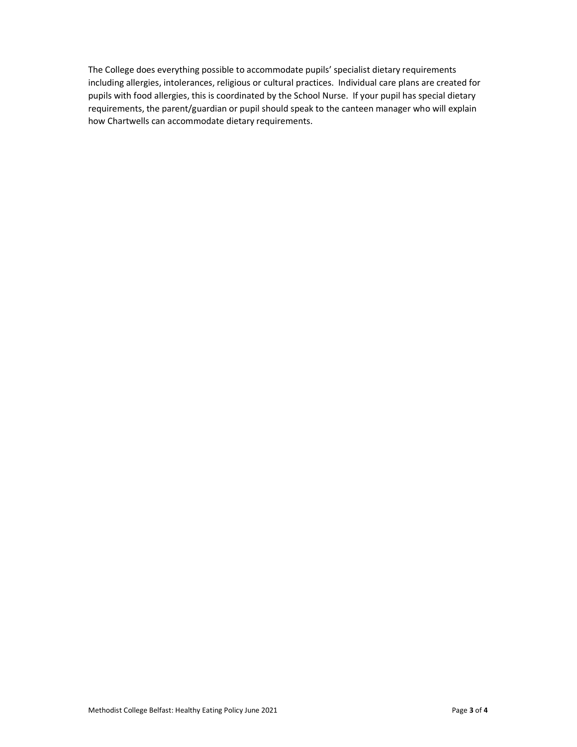The College does everything possible to accommodate pupils' specialist dietary requirements including allergies, intolerances, religious or cultural practices. Individual care plans are created for pupils with food allergies, this is coordinated by the School Nurse. If your pupil has special dietary requirements, the parent/guardian or pupil should speak to the canteen manager who will explain how Chartwells can accommodate dietary requirements.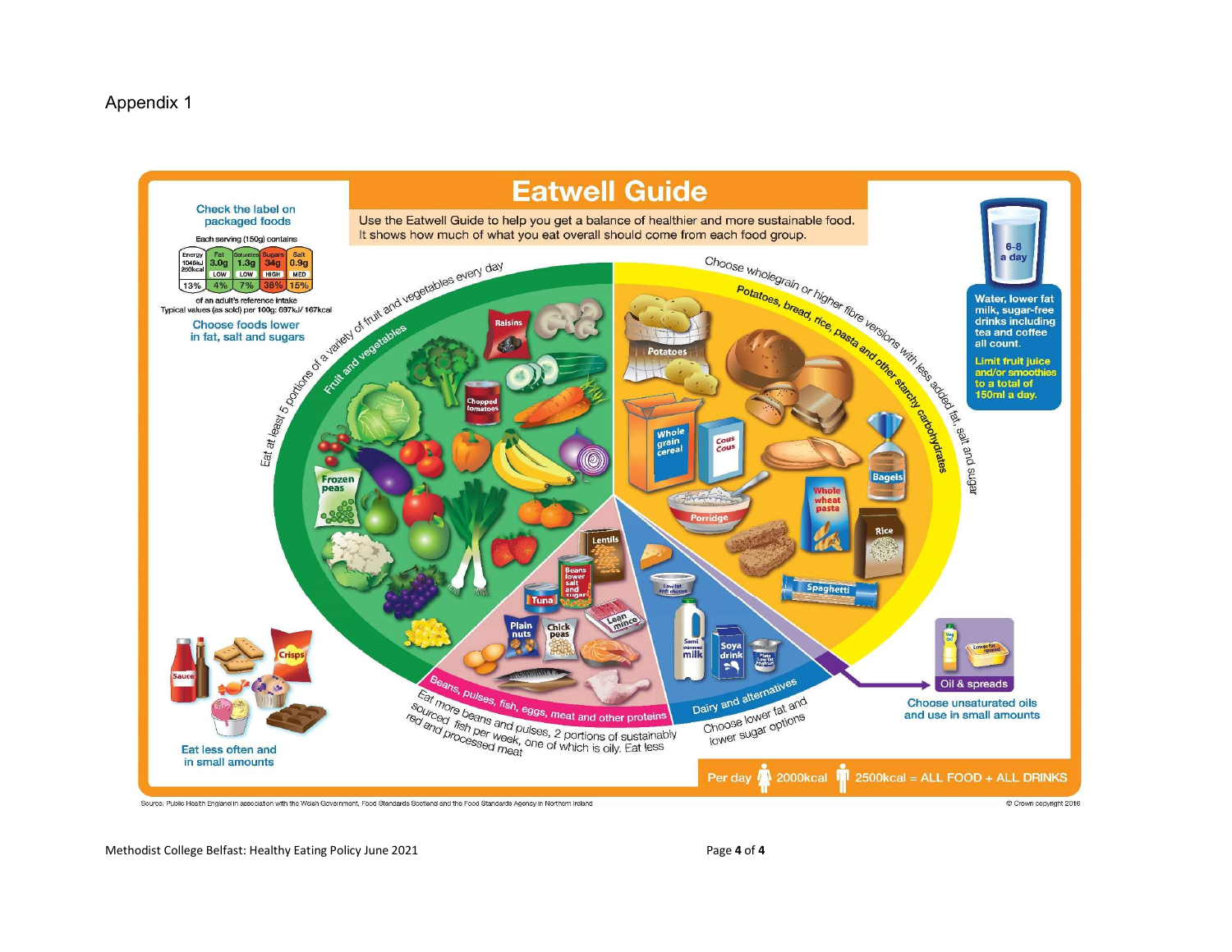Appendix 1

# Eatwell Guide

Use the Eatwell Guide to help you get a balance of healthier and more sustainable food. It shows how much of what you eat overall should come from each food group.

Check the label on packaged foods

Each serving (150g) contains

| Energy | Fat | Saturates | Sugars | Salt |
|---|---|---|---|---|
| 1046kJ 250kcal | 3.0g | 1.3g | 34g | 0.9g |
| | LOW | LOW | HIGH | MED |
| 13% | 4% | 7% | 38% | 15% |

of an adult's reference intake

Typical values (as sold) per 100g: 697kJ/ 167kcal

Choose foods lower in fat, salt and sugars

Eat at least 5 portions of a variety of fruit and vegetables every day

Fruit and vegetables

Choose wholegrain or higher fibre versions with less added fat, salt and sugar

Potatoes, bread, rice, pasta and other starchy carbohydrates

Beans, pulses, fish, eggs, meat and other proteins

Eat more beans and pulses, 2 portions of sustainably sourced fish per week, one of which is oily. Eat less red and processed meat

Dairy and alternatives

Choose lower fat and lower sugar options

6-8 a day

Water, lower fat milk, sugar-free drinks including tea and coffee all count.

Limit fruit juice and/or smoothies to a total of 150ml a day.

Oil & spreads

Choose unsaturated oils and use in small amounts

Eat less often and in small amounts

Per day 2000kcal 2500kcal = ALL FOOD + ALL DRINKS

Source: Public Health England in association with the Welsh Government, Food Standards Scotland and the Food Standards Agency in Northern Ireland

© Crown copyright 2016